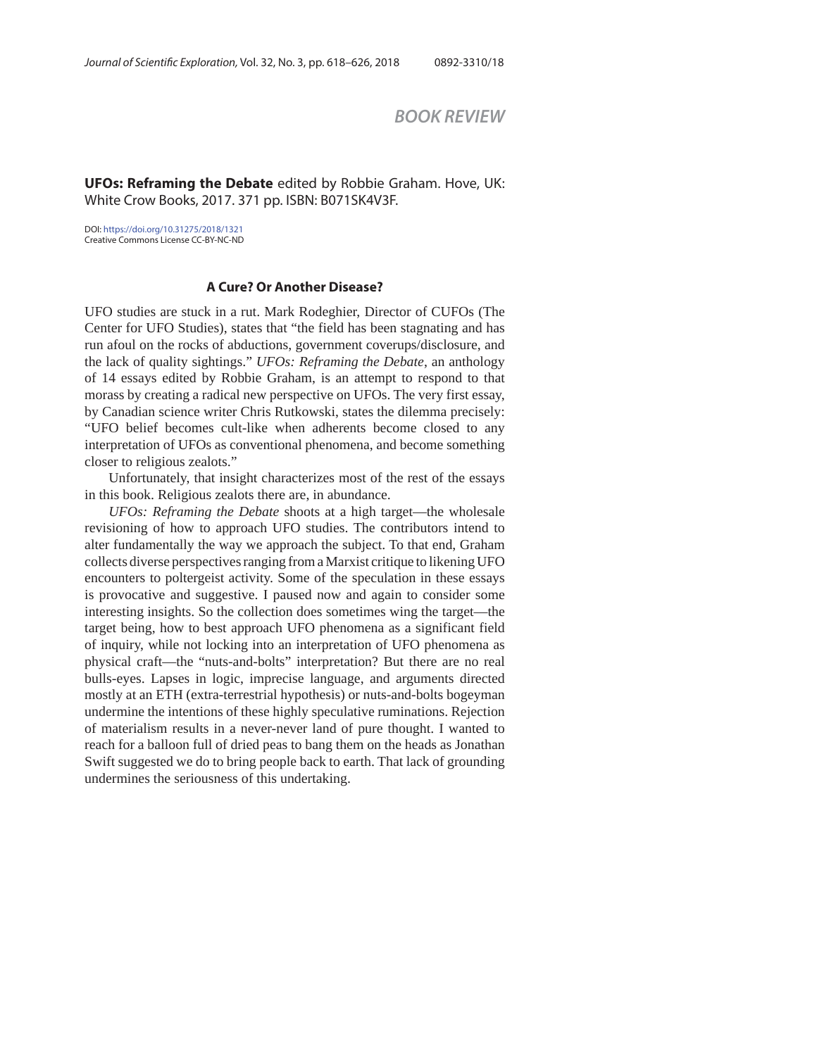# BOOK REVIEW

**UFOs: Reframing the Debate** edited by Robbie Graham. Hove, UK: White Crow Books, 2017. 371 pp. ISBN: B071SK4V3F.

DOI: https://doi.org/10.31275/2018/1321
Creative Commons License CC-BY-NC-ND

### A Cure? Or Another Disease?

UFO studies are stuck in a rut. Mark Rodeghier, Director of CUFOs (The Center for UFO Studies), states that "the field has been stagnating and has run afoul on the rocks of abductions, government coverups/disclosure, and the lack of quality sightings." *UFOs: Reframing the Debate*, an anthology of 14 essays edited by Robbie Graham, is an attempt to respond to that morass by creating a radical new perspective on UFOs. The very first essay, by Canadian science writer Chris Rutkowski, states the dilemma precisely: "UFO belief becomes cult-like when adherents become closed to any interpretation of UFOs as conventional phenomena, and become something closer to religious zealots."

Unfortunately, that insight characterizes most of the rest of the essays in this book. Religious zealots there are, in abundance.

*UFOs: Reframing the Debate* shoots at a high target—the wholesale revisioning of how to approach UFO studies. The contributors intend to alter fundamentally the way we approach the subject. To that end, Graham collects diverse perspectives ranging from a Marxist critique to likening UFO encounters to poltergeist activity. Some of the speculation in these essays is provocative and suggestive. I paused now and again to consider some interesting insights. So the collection does sometimes wing the target—the target being, how to best approach UFO phenomena as a significant field of inquiry, while not locking into an interpretation of UFO phenomena as physical craft—the "nuts-and-bolts" interpretation? But there are no real bulls-eyes. Lapses in logic, imprecise language, and arguments directed mostly at an ETH (extra-terrestrial hypothesis) or nuts-and-bolts bogeyman undermine the intentions of these highly speculative ruminations. Rejection of materialism results in a never-never land of pure thought. I wanted to reach for a balloon full of dried peas to bang them on the heads as Jonathan Swift suggested we do to bring people back to earth. That lack of grounding undermines the seriousness of this undertaking.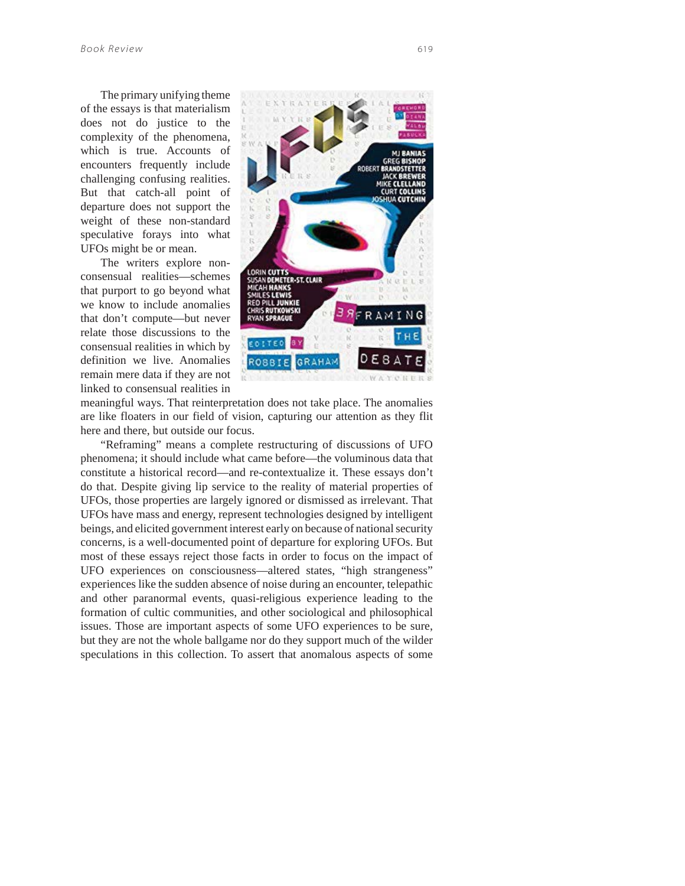The primary unifying theme of the essays is that materialism does not do justice to the complexity of the phenomena, which is true. Accounts of encounters frequently include challenging confusing realities. But that catch-all point of departure does not support the weight of these non-standard speculative forays into what UFOs might be or mean.

The writers explore non-consensual realities—schemes that purport to go beyond what we know to include anomalies that don't compute—but never relate those discussions to the consensual realities in which by definition we live. Anomalies remain mere data if they are not linked to consensual realities in meaningful ways. That reinterpretation does not take place. The anomalies are like floaters in our field of vision, capturing our attention as they flit here and there, but outside our focus.

"Reframing" means a complete restructuring of discussions of UFO phenomena; it should include what came before—the voluminous data that constitute a historical record—and re-contextualize it. These essays don't do that. Despite giving lip service to the reality of material properties of UFOs, those properties are largely ignored or dismissed as irrelevant. That UFOs have mass and energy, represent technologies designed by intelligent beings, and elicited government interest early on because of national security concerns, is a well-documented point of departure for exploring UFOs. But most of these essays reject those facts in order to focus on the impact of UFO experiences on consciousness—altered states, "high strangeness" experiences like the sudden absence of noise during an encounter, telepathic and other paranormal events, quasi-religious experience leading to the formation of cultic communities, and other sociological and philosophical issues. Those are important aspects of some UFO experiences to be sure, but they are not the whole ballgame nor do they support much of the wilder speculations in this collection. To assert that anomalous aspects of some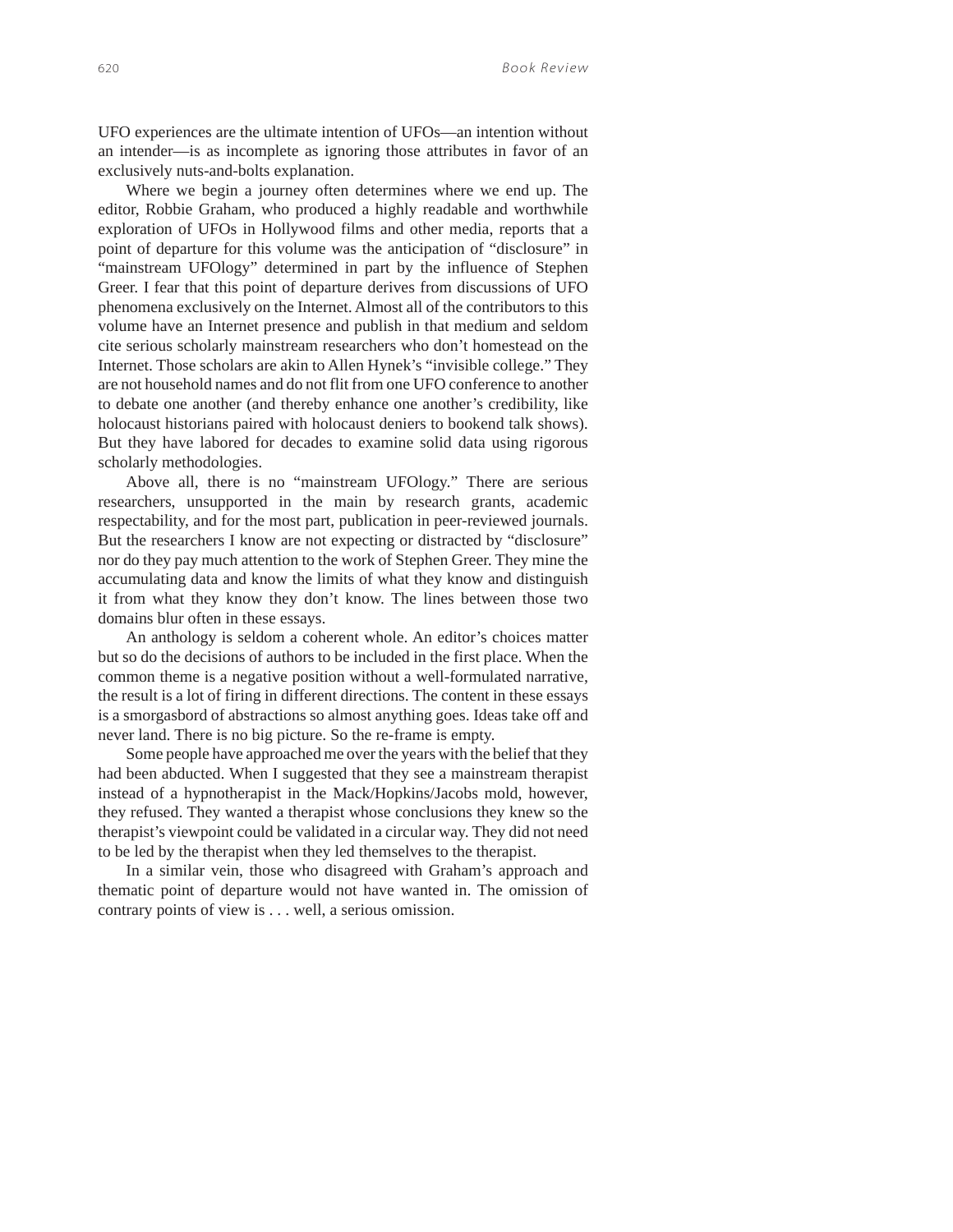UFO experiences are the ultimate intention of UFOs—an intention without an intender—is as incomplete as ignoring those attributes in favor of an exclusively nuts-and-bolts explanation.

Where we begin a journey often determines where we end up. The editor, Robbie Graham, who produced a highly readable and worthwhile exploration of UFOs in Hollywood films and other media, reports that a point of departure for this volume was the anticipation of "disclosure" in "mainstream UFOlogy" determined in part by the influence of Stephen Greer. I fear that this point of departure derives from discussions of UFO phenomena exclusively on the Internet. Almost all of the contributors to this volume have an Internet presence and publish in that medium and seldom cite serious scholarly mainstream researchers who don't homestead on the Internet. Those scholars are akin to Allen Hynek's "invisible college." They are not household names and do not flit from one UFO conference to another to debate one another (and thereby enhance one another's credibility, like holocaust historians paired with holocaust deniers to bookend talk shows). But they have labored for decades to examine solid data using rigorous scholarly methodologies.

Above all, there is no "mainstream UFOlogy." There are serious researchers, unsupported in the main by research grants, academic respectability, and for the most part, publication in peer-reviewed journals. But the researchers I know are not expecting or distracted by "disclosure" nor do they pay much attention to the work of Stephen Greer. They mine the accumulating data and know the limits of what they know and distinguish it from what they know they don't know. The lines between those two domains blur often in these essays.

An anthology is seldom a coherent whole. An editor's choices matter but so do the decisions of authors to be included in the first place. When the common theme is a negative position without a well-formulated narrative, the result is a lot of firing in different directions. The content in these essays is a smorgasbord of abstractions so almost anything goes. Ideas take off and never land. There is no big picture. So the re-frame is empty.

Some people have approached me over the years with the belief that they had been abducted. When I suggested that they see a mainstream therapist instead of a hypnotherapist in the Mack/Hopkins/Jacobs mold, however, they refused. They wanted a therapist whose conclusions they knew so the therapist's viewpoint could be validated in a circular way. They did not need to be led by the therapist when they led themselves to the therapist.

In a similar vein, those who disagreed with Graham's approach and thematic point of departure would not have wanted in. The omission of contrary points of view is . . . well, a serious omission.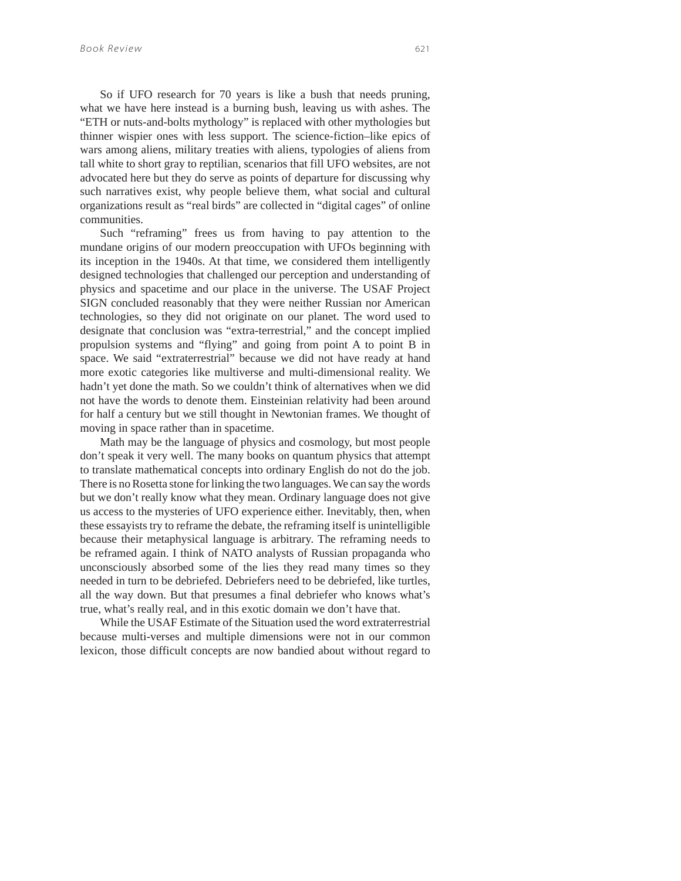So if UFO research for 70 years is like a bush that needs pruning, what we have here instead is a burning bush, leaving us with ashes. The "ETH or nuts-and-bolts mythology" is replaced with other mythologies but thinner wispier ones with less support. The science-fiction–like epics of wars among aliens, military treaties with aliens, typologies of aliens from tall white to short gray to reptilian, scenarios that fill UFO websites, are not advocated here but they do serve as points of departure for discussing why such narratives exist, why people believe them, what social and cultural organizations result as "real birds" are collected in "digital cages" of online communities.

Such "reframing" frees us from having to pay attention to the mundane origins of our modern preoccupation with UFOs beginning with its inception in the 1940s. At that time, we considered them intelligently designed technologies that challenged our perception and understanding of physics and spacetime and our place in the universe. The USAF Project SIGN concluded reasonably that they were neither Russian nor American technologies, so they did not originate on our planet. The word used to designate that conclusion was "extra-terrestrial," and the concept implied propulsion systems and "flying" and going from point A to point B in space. We said "extraterrestrial" because we did not have ready at hand more exotic categories like multiverse and multi-dimensional reality. We hadn't yet done the math. So we couldn't think of alternatives when we did not have the words to denote them. Einsteinian relativity had been around for half a century but we still thought in Newtonian frames. We thought of moving in space rather than in spacetime.

Math may be the language of physics and cosmology, but most people don't speak it very well. The many books on quantum physics that attempt to translate mathematical concepts into ordinary English do not do the job. There is no Rosetta stone for linking the two languages. We can say the words but we don't really know what they mean. Ordinary language does not give us access to the mysteries of UFO experience either. Inevitably, then, when these essayists try to reframe the debate, the reframing itself is unintelligible because their metaphysical language is arbitrary. The reframing needs to be reframed again. I think of NATO analysts of Russian propaganda who unconsciously absorbed some of the lies they read many times so they needed in turn to be debriefed. Debriefers need to be debriefed, like turtles, all the way down. But that presumes a final debriefer who knows what's true, what's really real, and in this exotic domain we don't have that.

While the USAF Estimate of the Situation used the word extraterrestrial because multi-verses and multiple dimensions were not in our common lexicon, those difficult concepts are now bandied about without regard to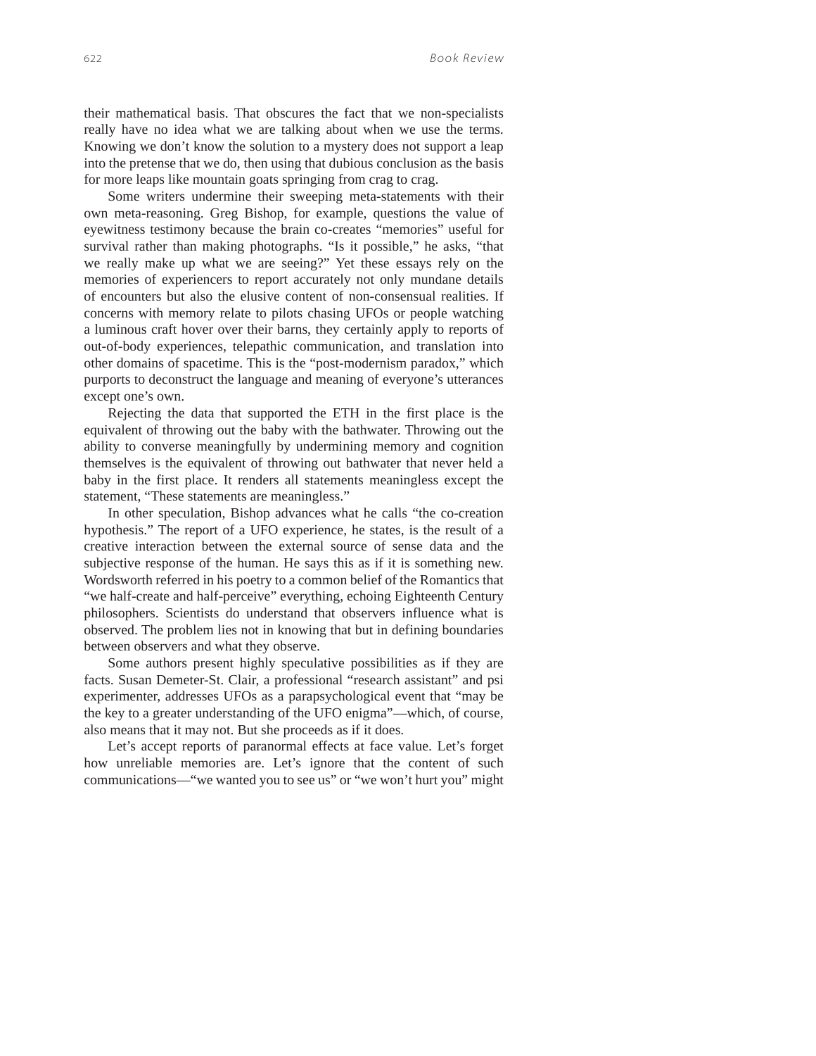their mathematical basis. That obscures the fact that we non-specialists really have no idea what we are talking about when we use the terms. Knowing we don't know the solution to a mystery does not support a leap into the pretense that we do, then using that dubious conclusion as the basis for more leaps like mountain goats springing from crag to crag.

Some writers undermine their sweeping meta-statements with their own meta-reasoning. Greg Bishop, for example, questions the value of eyewitness testimony because the brain co-creates "memories" useful for survival rather than making photographs. "Is it possible," he asks, "that we really make up what we are seeing?" Yet these essays rely on the memories of experiencers to report accurately not only mundane details of encounters but also the elusive content of non-consensual realities. If concerns with memory relate to pilots chasing UFOs or people watching a luminous craft hover over their barns, they certainly apply to reports of out-of-body experiences, telepathic communication, and translation into other domains of spacetime. This is the "post-modernism paradox," which purports to deconstruct the language and meaning of everyone's utterances except one's own.

Rejecting the data that supported the ETH in the first place is the equivalent of throwing out the baby with the bathwater. Throwing out the ability to converse meaningfully by undermining memory and cognition themselves is the equivalent of throwing out bathwater that never held a baby in the first place. It renders all statements meaningless except the statement, "These statements are meaningless."

In other speculation, Bishop advances what he calls "the co-creation hypothesis." The report of a UFO experience, he states, is the result of a creative interaction between the external source of sense data and the subjective response of the human. He says this as if it is something new. Wordsworth referred in his poetry to a common belief of the Romantics that "we half-create and half-perceive" everything, echoing Eighteenth Century philosophers. Scientists do understand that observers influence what is observed. The problem lies not in knowing that but in defining boundaries between observers and what they observe.

Some authors present highly speculative possibilities as if they are facts. Susan Demeter-St. Clair, a professional "research assistant" and psi experimenter, addresses UFOs as a parapsychological event that "may be the key to a greater understanding of the UFO enigma"—which, of course, also means that it may not. But she proceeds as if it does.

Let's accept reports of paranormal effects at face value. Let's forget how unreliable memories are. Let's ignore that the content of such communications—"we wanted you to see us" or "we won't hurt you" might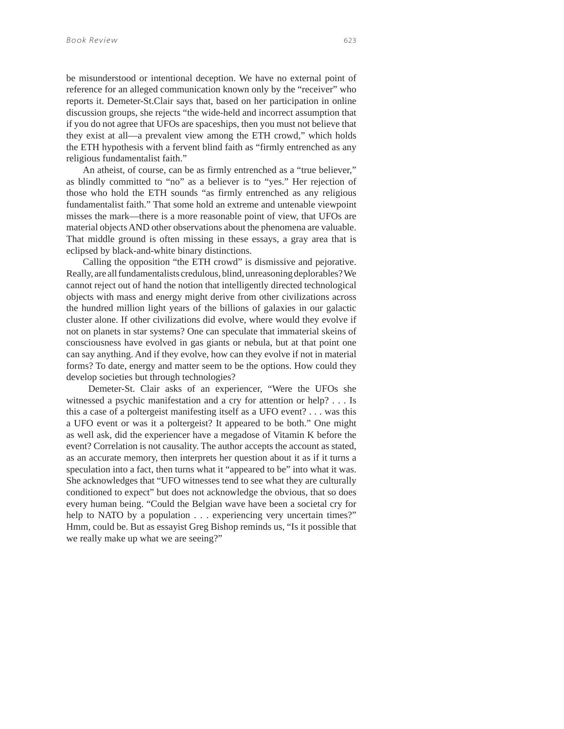be misunderstood or intentional deception. We have no external point of reference for an alleged communication known only by the "receiver" who reports it. Demeter-St.Clair says that, based on her participation in online discussion groups, she rejects "the wide-held and incorrect assumption that if you do not agree that UFOs are spaceships, then you must not believe that they exist at all—a prevalent view among the ETH crowd," which holds the ETH hypothesis with a fervent blind faith as "firmly entrenched as any religious fundamentalist faith."

An atheist, of course, can be as firmly entrenched as a "true believer," as blindly committed to "no" as a believer is to "yes." Her rejection of those who hold the ETH sounds "as firmly entrenched as any religious fundamentalist faith." That some hold an extreme and untenable viewpoint misses the mark—there is a more reasonable point of view, that UFOs are material objects AND other observations about the phenomena are valuable. That middle ground is often missing in these essays, a gray area that is eclipsed by black-and-white binary distinctions.

Calling the opposition "the ETH crowd" is dismissive and pejorative. Really, are all fundamentalists credulous, blind, unreasoning deplorables? We cannot reject out of hand the notion that intelligently directed technological objects with mass and energy might derive from other civilizations across the hundred million light years of the billions of galaxies in our galactic cluster alone. If other civilizations did evolve, where would they evolve if not on planets in star systems? One can speculate that immaterial skeins of consciousness have evolved in gas giants or nebula, but at that point one can say anything. And if they evolve, how can they evolve if not in material forms? To date, energy and matter seem to be the options. How could they develop societies but through technologies?

Demeter-St. Clair asks of an experiencer, "Were the UFOs she witnessed a psychic manifestation and a cry for attention or help? . . . Is this a case of a poltergeist manifesting itself as a UFO event? . . . was this a UFO event or was it a poltergeist? It appeared to be both." One might as well ask, did the experiencer have a megadose of Vitamin K before the event? Correlation is not causality. The author accepts the account as stated, as an accurate memory, then interprets her question about it as if it turns a speculation into a fact, then turns what it "appeared to be" into what it was. She acknowledges that "UFO witnesses tend to see what they are culturally conditioned to expect" but does not acknowledge the obvious, that so does every human being. "Could the Belgian wave have been a societal cry for help to NATO by a population . . . experiencing very uncertain times?" Hmm, could be. But as essayist Greg Bishop reminds us, "Is it possible that we really make up what we are seeing?"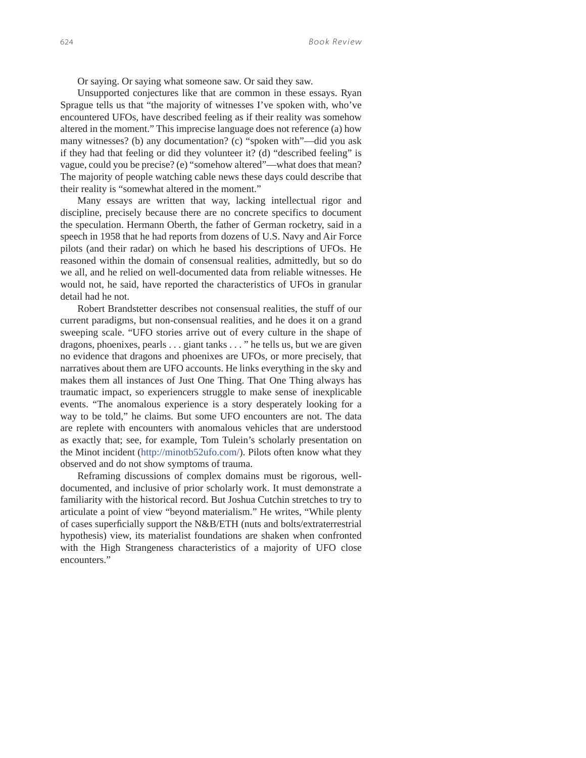Or saying. Or saying what someone saw. Or said they saw.

Unsupported conjectures like that are common in these essays. Ryan Sprague tells us that "the majority of witnesses I've spoken with, who've encountered UFOs, have described feeling as if their reality was somehow altered in the moment." This imprecise language does not reference (a) how many witnesses? (b) any documentation? (c) "spoken with"—did you ask if they had that feeling or did they volunteer it? (d) "described feeling" is vague, could you be precise? (e) "somehow altered"—what does that mean? The majority of people watching cable news these days could describe that their reality is "somewhat altered in the moment."

Many essays are written that way, lacking intellectual rigor and discipline, precisely because there are no concrete specifics to document the speculation. Hermann Oberth, the father of German rocketry, said in a speech in 1958 that he had reports from dozens of U.S. Navy and Air Force pilots (and their radar) on which he based his descriptions of UFOs. He reasoned within the domain of consensual realities, admittedly, but so do we all, and he relied on well-documented data from reliable witnesses. He would not, he said, have reported the characteristics of UFOs in granular detail had he not.

Robert Brandstetter describes not consensual realities, the stuff of our current paradigms, but non-consensual realities, and he does it on a grand sweeping scale. "UFO stories arrive out of every culture in the shape of dragons, phoenixes, pearls . . . giant tanks . . . " he tells us, but we are given no evidence that dragons and phoenixes are UFOs, or more precisely, that narratives about them are UFO accounts. He links everything in the sky and makes them all instances of Just One Thing. That One Thing always has traumatic impact, so experiencers struggle to make sense of inexplicable events. "The anomalous experience is a story desperately looking for a way to be told," he claims. But some UFO encounters are not. The data are replete with encounters with anomalous vehicles that are understood as exactly that; see, for example, Tom Tulein's scholarly presentation on the Minot incident (http://minotb52ufo.com/). Pilots often know what they observed and do not show symptoms of trauma.

Reframing discussions of complex domains must be rigorous, well-documented, and inclusive of prior scholarly work. It must demonstrate a familiarity with the historical record. But Joshua Cutchin stretches to try to articulate a point of view "beyond materialism." He writes, "While plenty of cases superficially support the N&B/ETH (nuts and bolts/extraterrestrial hypothesis) view, its materialist foundations are shaken when confronted with the High Strangeness characteristics of a majority of UFO close encounters."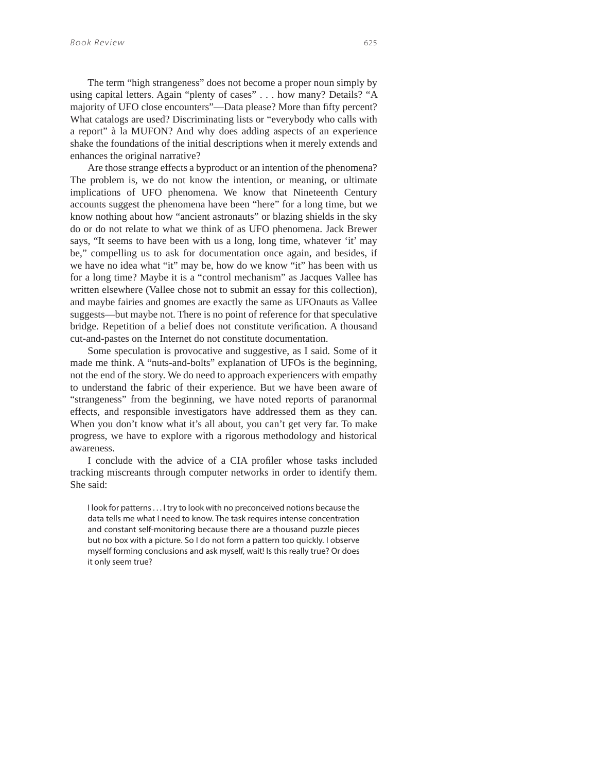The term “high strangeness” does not become a proper noun simply by using capital letters. Again “plenty of cases” . . . how many? Details? “A majority of UFO close encounters”—Data please? More than fifty percent? What catalogs are used? Discriminating lists or “everybody who calls with a report” à la MUFON? And why does adding aspects of an experience shake the foundations of the initial descriptions when it merely extends and enhances the original narrative?

Are those strange effects a byproduct or an intention of the phenomena? The problem is, we do not know the intention, or meaning, or ultimate implications of UFO phenomena. We know that Nineteenth Century accounts suggest the phenomena have been “here” for a long time, but we know nothing about how “ancient astronauts” or blazing shields in the sky do or do not relate to what we think of as UFO phenomena. Jack Brewer says, “It seems to have been with us a long, long time, whatever ‘it’ may be,” compelling us to ask for documentation once again, and besides, if we have no idea what “it” may be, how do we know “it” has been with us for a long time? Maybe it is a “control mechanism” as Jacques Vallee has written elsewhere (Vallee chose not to submit an essay for this collection), and maybe fairies and gnomes are exactly the same as UFOnauts as Vallee suggests—but maybe not. There is no point of reference for that speculative bridge. Repetition of a belief does not constitute verification. A thousand cut-and-pastes on the Internet do not constitute documentation.

Some speculation is provocative and suggestive, as I said. Some of it made me think. A “nuts-and-bolts” explanation of UFOs is the beginning, not the end of the story. We do need to approach experiencers with empathy to understand the fabric of their experience. But we have been aware of “strangeness” from the beginning, we have noted reports of paranormal effects, and responsible investigators have addressed them as they can. When you don’t know what it’s all about, you can’t get very far. To make progress, we have to explore with a rigorous methodology and historical awareness.

I conclude with the advice of a CIA profiler whose tasks included tracking miscreants through computer networks in order to identify them. She said:

> I look for patterns . . . I try to look with no preconceived notions because the data tells me what I need to know. The task requires intense concentration and constant self-monitoring because there are a thousand puzzle pieces but no box with a picture. So I do not form a pattern too quickly. I observe myself forming conclusions and ask myself, wait! Is this really true? Or does it only seem true?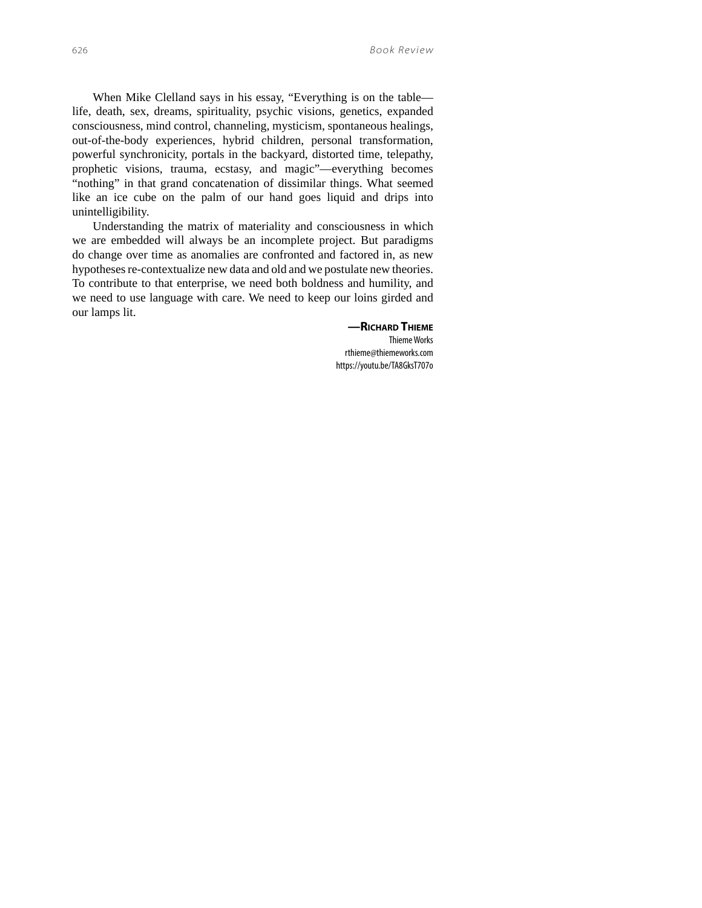When Mike Clelland says in his essay, "Everything is on the table—life, death, sex, dreams, spirituality, psychic visions, genetics, expanded consciousness, mind control, channeling, mysticism, spontaneous healings, out-of-the-body experiences, hybrid children, personal transformation, powerful synchronicity, portals in the backyard, distorted time, telepathy, prophetic visions, trauma, ecstasy, and magic"—everything becomes "nothing" in that grand concatenation of dissimilar things. What seemed like an ice cube on the palm of our hand goes liquid and drips into unintelligibility.

Understanding the matrix of materiality and consciousness in which we are embedded will always be an incomplete project. But paradigms do change over time as anomalies are confronted and factored in, as new hypotheses re-contextualize new data and old and we postulate new theories. To contribute to that enterprise, we need both boldness and humility, and we need to use language with care. We need to keep our loins girded and our lamps lit.

**—Richard Thieme**
Thieme Works
rthieme@thiemeworks.com
https://youtu.be/TA8GksT707o